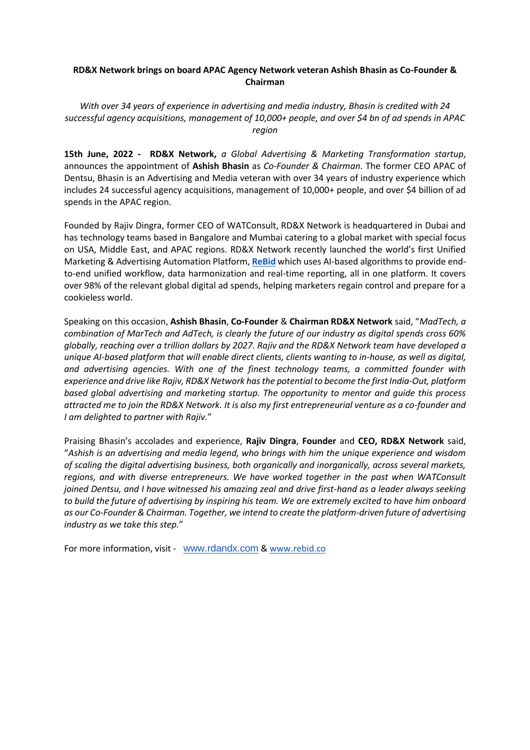# RD&X Network brings on board APAC Agency Network veteran Ashish Bhasin as Co-Founder & Chairman

*With over 34 years of experience in advertising and media industry, Bhasin is credited with 24 successful agency acquisitions, management of 10,000+ people, and over $4 bn of ad spends in APAC region*

**15th June, 2022 - RD&X Network,** *a Global Advertising & Marketing Transformation startup*, announces the appointment of **Ashish Bhasin** as *Co-Founder & Chairman*. The former CEO APAC of Dentsu, Bhasin is an Advertising and Media veteran with over 34 years of industry experience which includes 24 successful agency acquisitions, management of 10,000+ people, and over $4 billion of ad spends in the APAC region.

Founded by Rajiv Dingra, former CEO of WATConsult, RD&X Network is headquartered in Dubai and has technology teams based in Bangalore and Mumbai catering to a global market with special focus on USA, Middle East, and APAC regions. RD&X Network recently launched the world's first Unified Marketing & Advertising Automation Platform, **ReBid** which uses AI-based algorithms to provide end-to-end unified workflow, data harmonization and real-time reporting, all in one platform. It covers over 98% of the relevant global digital ad spends, helping marketers regain control and prepare for a cookieless world.

Speaking on this occasion, **Ashish Bhasin**, **Co-Founder** & **Chairman RD&X Network** said, "*MadTech, a combination of MarTech and AdTech, is clearly the future of our industry as digital spends cross 60% globally, reaching over a trillion dollars by 2027. Rajiv and the RD&X Network team have developed a unique AI-based platform that will enable direct clients, clients wanting to in-house, as well as digital, and advertising agencies. With one of the finest technology teams, a committed founder with experience and drive like Rajiv, RD&X Network has the potential to become the first India-Out, platform based global advertising and marketing startup. The opportunity to mentor and guide this process attracted me to join the RD&X Network. It is also my first entrepreneurial venture as a co-founder and I am delighted to partner with Rajiv.*"

Praising Bhasin's accolades and experience, **Rajiv Dingra**, **Founder** and **CEO, RD&X Network** said, "*Ashish is an advertising and media legend, who brings with him the unique experience and wisdom of scaling the digital advertising business, both organically and inorganically, across several markets, regions, and with diverse entrepreneurs. We have worked together in the past when WATConsult joined Dentsu, and I have witnessed his amazing zeal and drive first-hand as a leader always seeking to build the future of advertising by inspiring his team. We are extremely excited to have him onboard as our Co-Founder & Chairman. Together, we intend to create the platform-driven future of advertising industry as we take this step.*"

For more information, visit - www.rdandx.com & www.rebid.co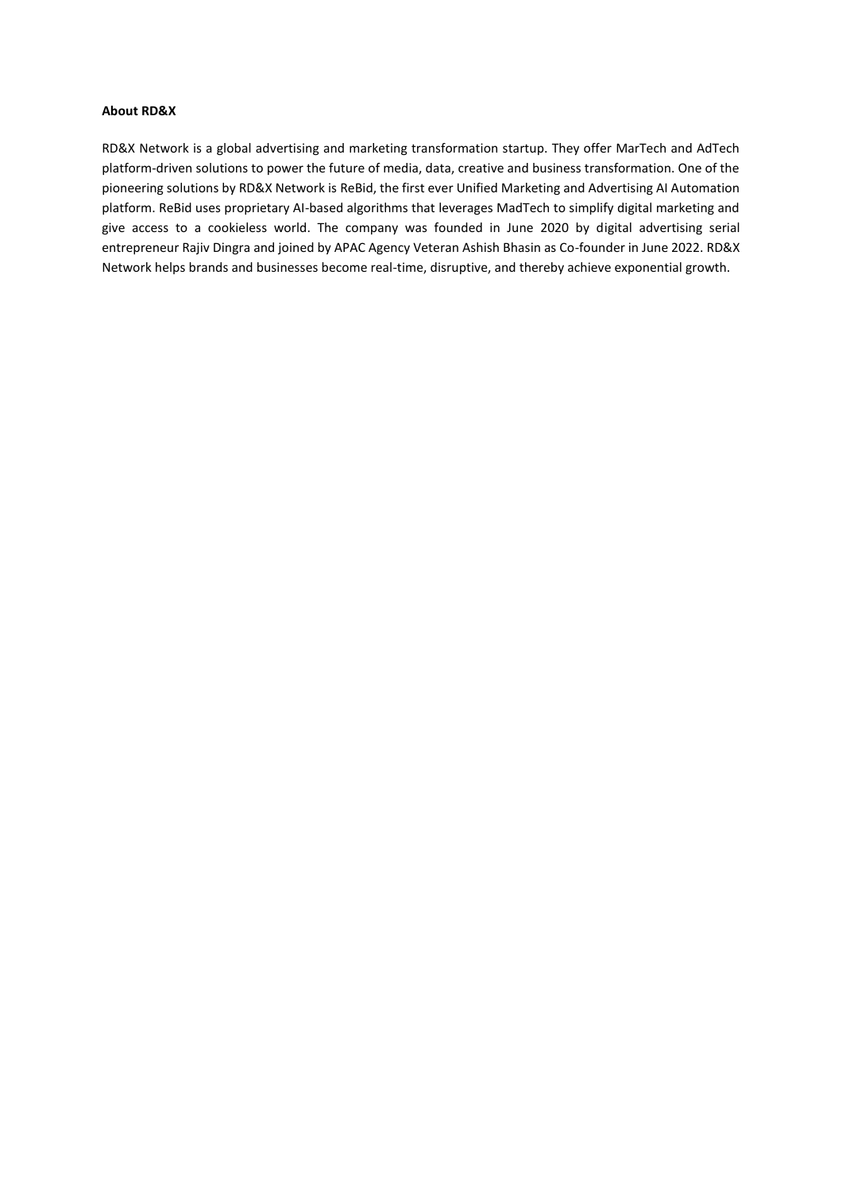**About RD&X**

RD&X Network is a global advertising and marketing transformation startup. They offer MarTech and AdTech platform-driven solutions to power the future of media, data, creative and business transformation. One of the pioneering solutions by RD&X Network is ReBid, the first ever Unified Marketing and Advertising AI Automation platform. ReBid uses proprietary AI-based algorithms that leverages MadTech to simplify digital marketing and give access to a cookieless world. The company was founded in June 2020 by digital advertising serial entrepreneur Rajiv Dingra and joined by APAC Agency Veteran Ashish Bhasin as Co-founder in June 2022. RD&X Network helps brands and businesses become real-time, disruptive, and thereby achieve exponential growth.